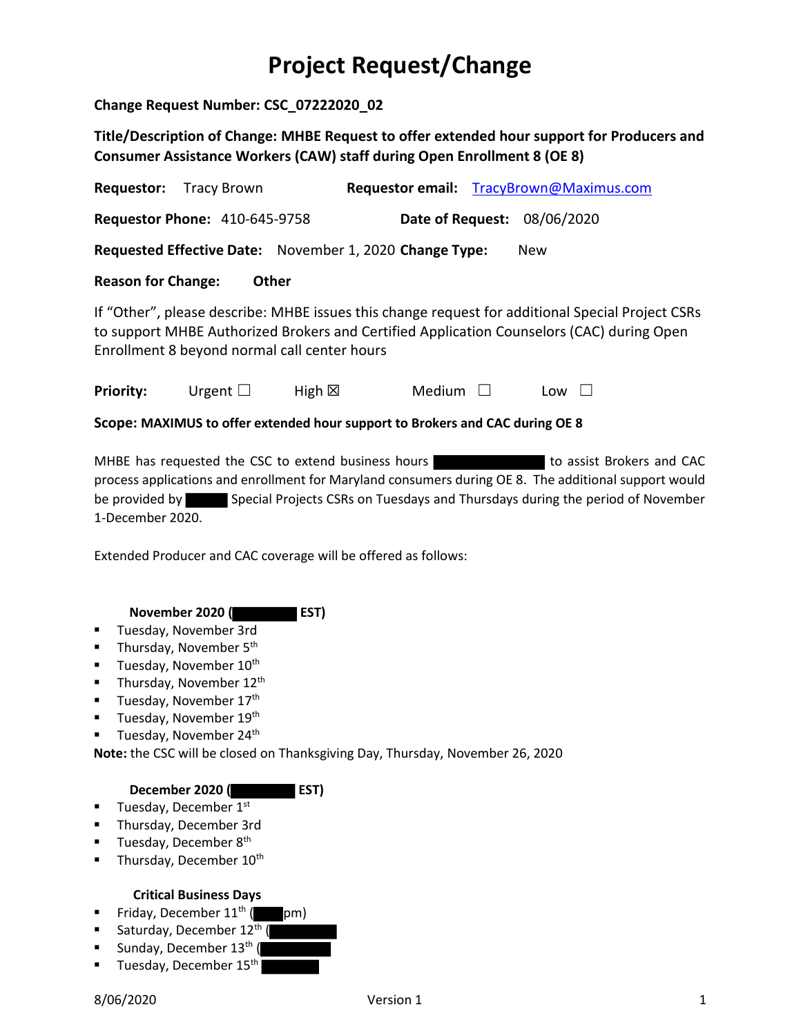# Project Request/Change

**Change Request Number: CSC_07222020_02**

**Title/Description of Change: MHBE Request to offer extended hour support for Producers and Consumer Assistance Workers (CAW) staff during Open Enrollment 8 (OE 8)**

**Requestor:** Tracy Brown **Requestor email:** TracyBrown@Maximus.com

**Requestor Phone:** 410-645-9758 **Date of Request:** 08/06/2020

**Requested Effective Date:** November 1, 2020 **Change Type:** New

**Reason for Change:** **Other**

If "Other", please describe: MHBE issues this change request for additional Special Project CSRs to support MHBE Authorized Brokers and Certified Application Counselors (CAC) during Open Enrollment 8 beyond normal call center hours

**Priority:** Urgent ☐ High ☒ Medium ☐ Low ☐

**Scope: MAXIMUS to offer extended hour support to Brokers and CAC during OE 8**

MHBE has requested the CSC to extend business hours [REDACTED] to assist Brokers and CAC process applications and enrollment for Maryland consumers during OE 8. The additional support would be provided by [REDACTED] Special Projects CSRs on Tuesdays and Thursdays during the period of November 1-December 2020.

Extended Producer and CAC coverage will be offered as follows:

**November 2020 ([REDACTED] EST)**

- Tuesday, November 3rd
- Thursday, November 5th
- Tuesday, November 10th
- Thursday, November 12th
- Tuesday, November 17th
- Tuesday, November 19th
- Tuesday, November 24th

**Note:** the CSC will be closed on Thanksgiving Day, Thursday, November 26, 2020

**December 2020 ([REDACTED] EST)**

- Tuesday, December 1st
- Thursday, December 3rd
- Tuesday, December 8th
- Thursday, December 10th

**Critical Business Days**

- Friday, December 11th ([REDACTED] pm)
- Saturday, December 12th ([REDACTED]
- Sunday, December 13th ([REDACTED]
- Tuesday, December 15th [REDACTED]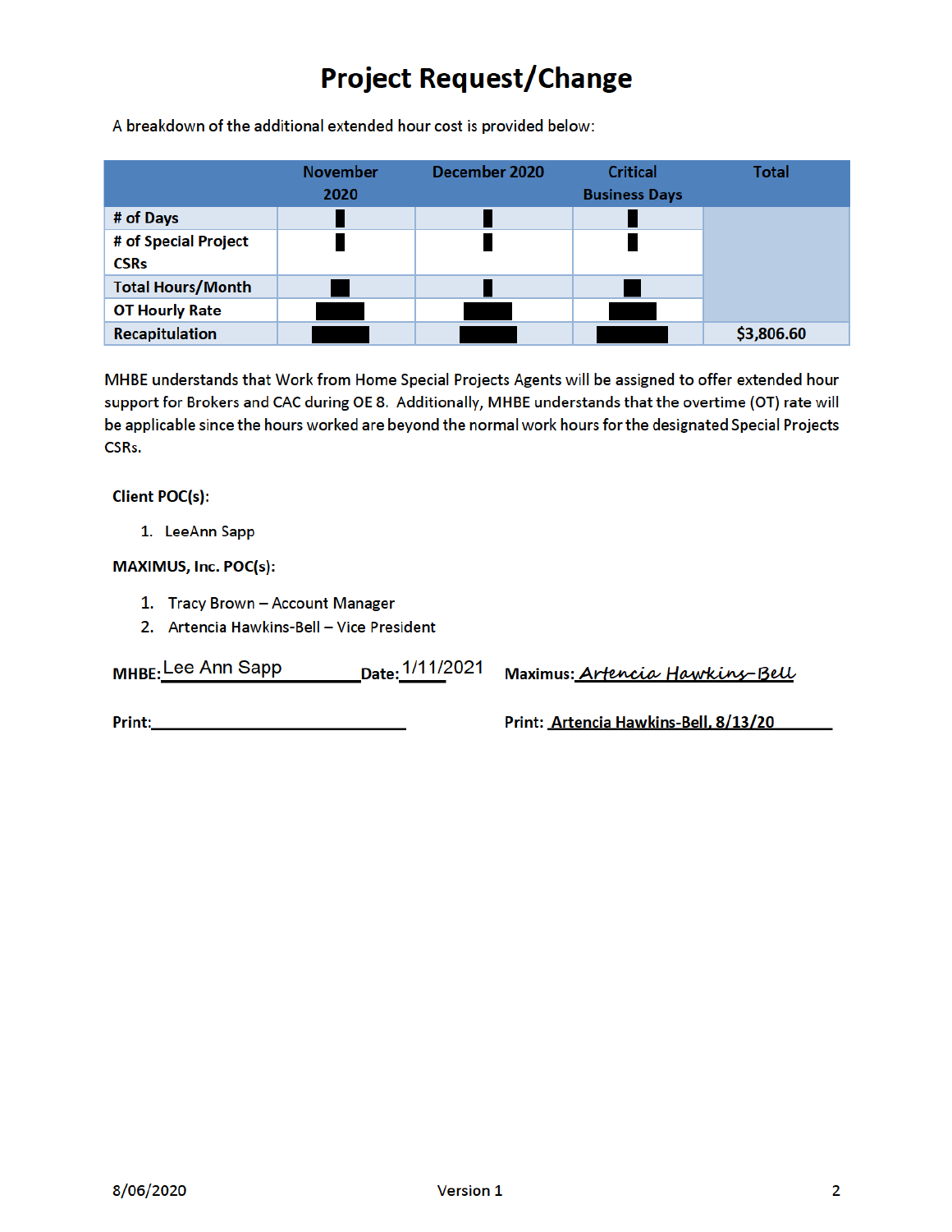# Project Request/Change

A breakdown of the additional extended hour cost is provided below:

| | November 2020 | December 2020 | Critical Business Days | Total |
|---|---|---|---|---|
| # of Days | █ | █ | █ | |
| # of Special Project CSRs | █ | █ | █ | |
| Total Hours/Month | █ | █ | █ | |
| OT Hourly Rate | █ | █ | █ | |
| Recapitulation | █ | █ | █ | $3,806.60 |

MHBE understands that Work from Home Special Projects Agents will be assigned to offer extended hour support for Brokers and CAC during OE 8. Additionally, MHBE understands that the overtime (OT) rate will be applicable since the hours worked are beyond the normal work hours for the designated Special Projects CSRs.

**Client POC(s):**

1. LeeAnn Sapp

**MAXIMUS, Inc. POC(s):**

1. Tracy Brown – Account Manager
2. Artencia Hawkins-Bell – Vice President

**MHBE:** Lee Ann Sapp **Date:** 1/11/2021 **Maximus:** *Artencia Hawkins-Bell*

**Print:** ______________________ **Print:** Artencia Hawkins-Bell, 8/13/20

8/06/2020 Version 1